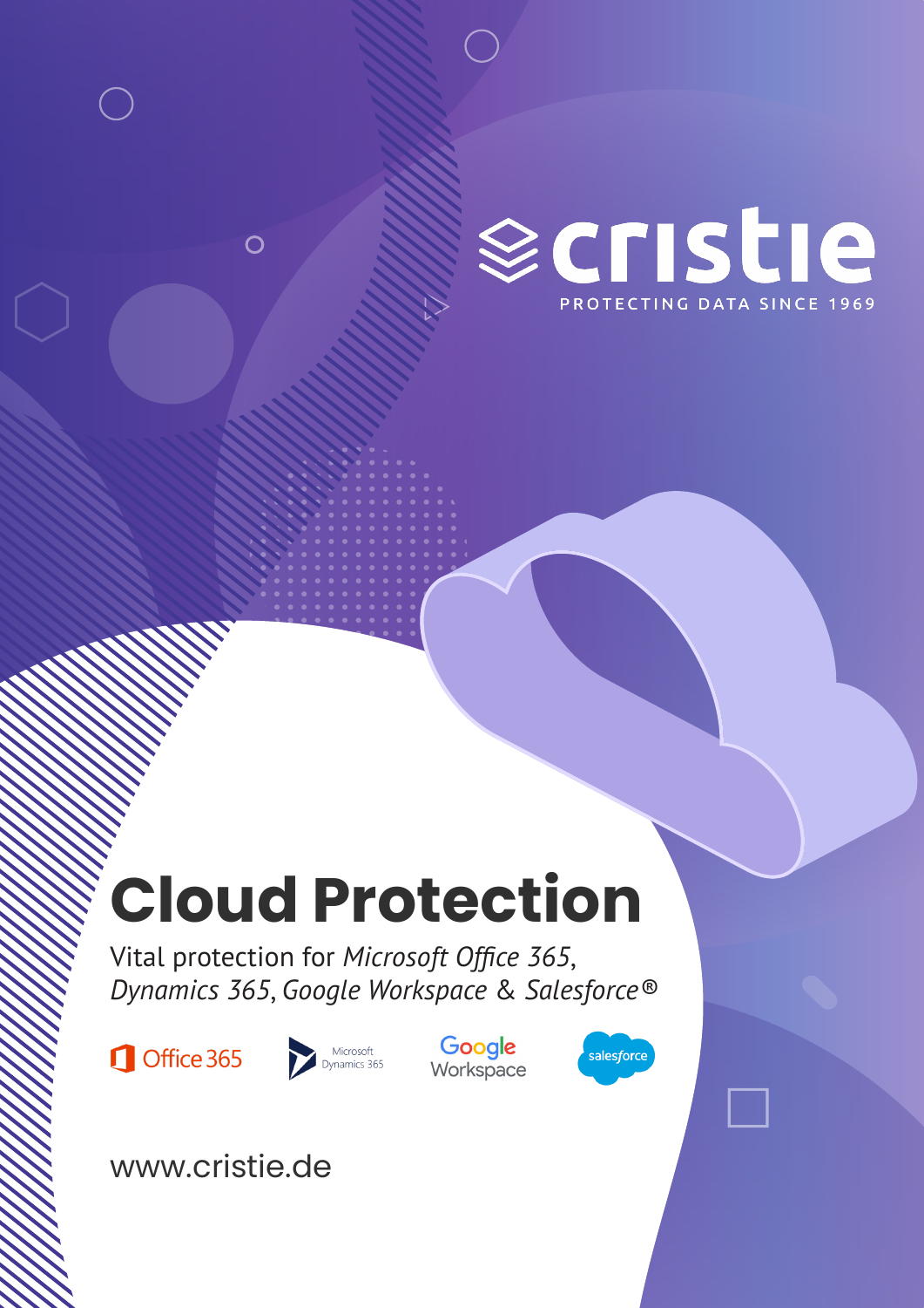cristie

PROTECTING DATA SINCE 1969

# Cloud Protection

Vital protection for *Microsoft Office 365*, *Dynamics 365*, *Google Workspace* & *Salesforce®*

Office 365 | Microsoft Dynamics 365 | Google Workspace | salesforce

www.cristie.de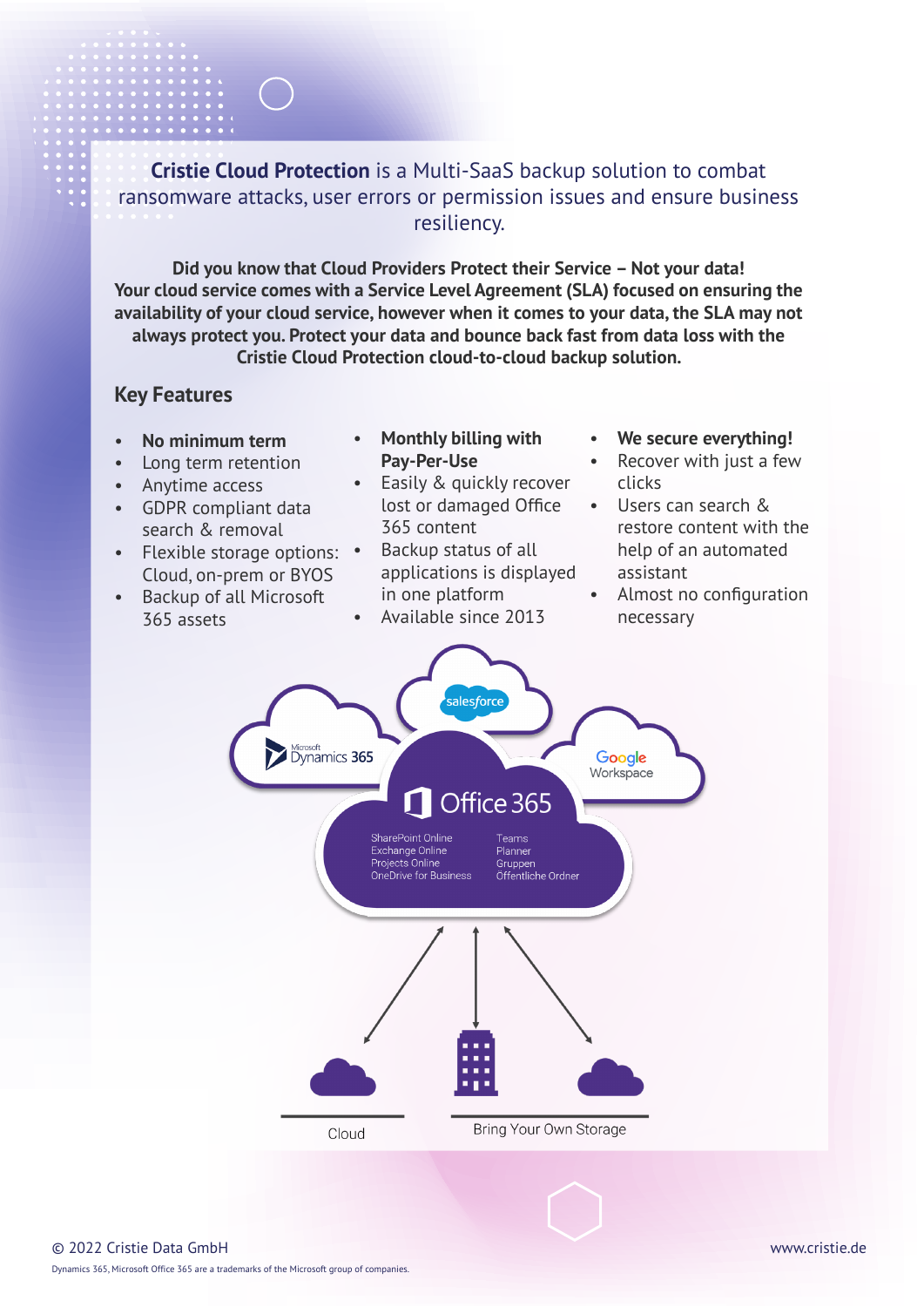**Cristie Cloud Protection** is a Multi-SaaS backup solution to combat ransomware attacks, user errors or permission issues and ensure business resiliency.

**Did you know that Cloud Providers Protect their Service – Not your data! Your cloud service comes with a Service Level Agreement (SLA) focused on ensuring the availability of your cloud service, however when it comes to your data, the SLA may not always protect you. Protect your data and bounce back fast from data loss with the Cristie Cloud Protection cloud-to-cloud backup solution.**

## Key Features

- **No minimum term**
- Long term retention
- Anytime access
- GDPR compliant data search & removal
- Flexible storage options: Cloud, on-prem or BYOS
- Backup of all Microsoft 365 assets
- **Monthly billing with Pay-Per-Use**
- Easily & quickly recover lost or damaged Office 365 content
- Backup status of all applications is displayed in one platform
- Available since 2013
- **We secure everything!**
- Recover with just a few clicks
- Users can search & restore content with the help of an automated assistant
- Almost no configuration necessary

salesforce

Microsoft Dynamics 365

Google Workspace

Office 365

SharePoint Online
Exchange Online
Projects Online
OneDrive for Business

Teams
Planner
Gruppen
Öffentliche Ordner

Cloud

Bring Your Own Storage

© 2022 Cristie Data GmbH

www.cristie.de

Dynamics 365, Microsoft Office 365 are a trademarks of the Microsoft group of companies.